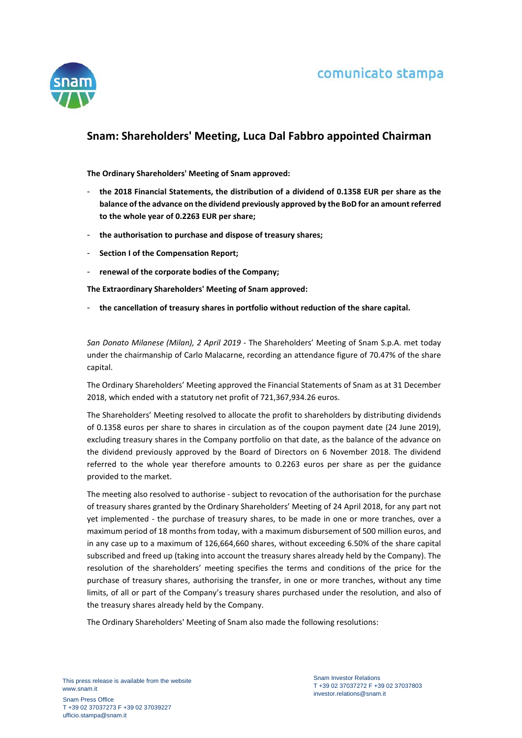comunicato stampa

## Snam: Shareholders' Meeting, Luca Dal Fabbro appointed Chairman

**The Ordinary Shareholders' Meeting of Snam approved:**

- **the 2018 Financial Statements, the distribution of a dividend of 0.1358 EUR per share as the balance of the advance on the dividend previously approved by the BoD for an amount referred to the whole year of 0.2263 EUR per share;**
- **the authorisation to purchase and dispose of treasury shares;**
- **Section I of the Compensation Report;**
- **renewal of the corporate bodies of the Company;**

**The Extraordinary Shareholders' Meeting of Snam approved:**

- **the cancellation of treasury shares in portfolio without reduction of the share capital.**

*San Donato Milanese (Milan), 2 April 2019* - The Shareholders' Meeting of Snam S.p.A. met today under the chairmanship of Carlo Malacarne, recording an attendance figure of 70.47% of the share capital.

The Ordinary Shareholders' Meeting approved the Financial Statements of Snam as at 31 December 2018, which ended with a statutory net profit of 721,367,934.26 euros.

The Shareholders' Meeting resolved to allocate the profit to shareholders by distributing dividends of 0.1358 euros per share to shares in circulation as of the coupon payment date (24 June 2019), excluding treasury shares in the Company portfolio on that date, as the balance of the advance on the dividend previously approved by the Board of Directors on 6 November 2018. The dividend referred to the whole year therefore amounts to 0.2263 euros per share as per the guidance provided to the market.

The meeting also resolved to authorise - subject to revocation of the authorisation for the purchase of treasury shares granted by the Ordinary Shareholders' Meeting of 24 April 2018, for any part not yet implemented - the purchase of treasury shares, to be made in one or more tranches, over a maximum period of 18 months from today, with a maximum disbursement of 500 million euros, and in any case up to a maximum of 126,664,660 shares, without exceeding 6.50% of the share capital subscribed and freed up (taking into account the treasury shares already held by the Company). The resolution of the shareholders' meeting specifies the terms and conditions of the price for the purchase of treasury shares, authorising the transfer, in one or more tranches, without any time limits, of all or part of the Company's treasury shares purchased under the resolution, and also of the treasury shares already held by the Company.

The Ordinary Shareholders' Meeting of Snam also made the following resolutions:

This press release is available from the website www.snam.it

Snam Press Office
T +39 02 37037273 F +39 02 37039227
ufficio.stampa@snam.it

Snam Investor Relations
T +39 02 37037272 F +39 02 37037803
investor.relations@snam.it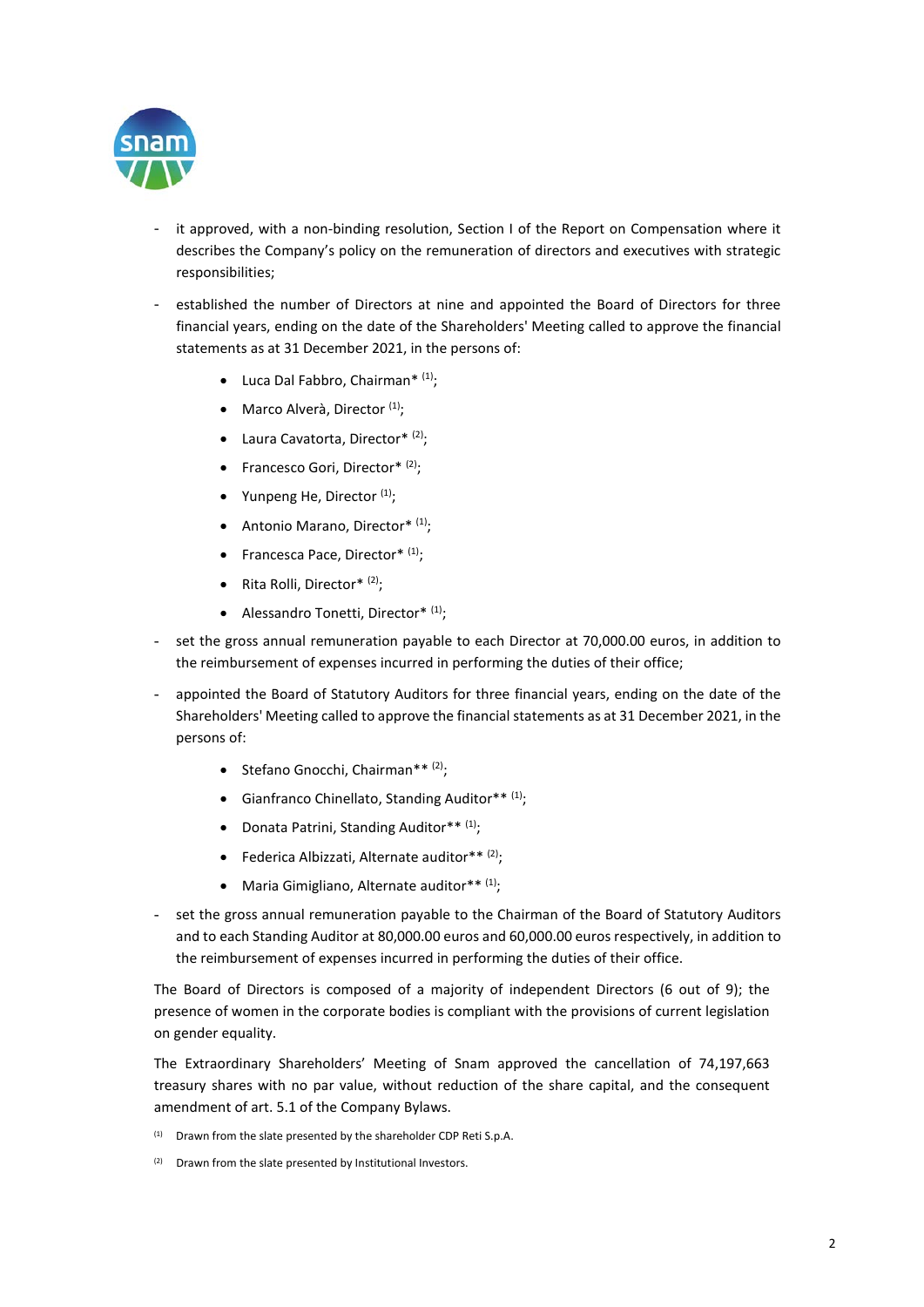- it approved, with a non-binding resolution, Section I of the Report on Compensation where it describes the Company's policy on the remuneration of directors and executives with strategic responsibilities;
- established the number of Directors at nine and appointed the Board of Directors for three financial years, ending on the date of the Shareholders' Meeting called to approve the financial statements as at 31 December 2021, in the persons of:
  - Luca Dal Fabbro, Chairman* [(1)];
  - Marco Alverà, Director [(1)];
  - Laura Cavatorta, Director* [(2)];
  - Francesco Gori, Director* [(2)];
  - Yunpeng He, Director [(1)];
  - Antonio Marano, Director* [(1)];
  - Francesca Pace, Director* [(1)];
  - Rita Rolli, Director* [(2)];
  - Alessandro Tonetti, Director* [(1)];
- set the gross annual remuneration payable to each Director at 70,000.00 euros, in addition to the reimbursement of expenses incurred in performing the duties of their office;
- appointed the Board of Statutory Auditors for three financial years, ending on the date of the Shareholders' Meeting called to approve the financial statements as at 31 December 2021, in the persons of:
  - Stefano Gnocchi, Chairman** [(2)];
  - Gianfranco Chinellato, Standing Auditor** [(1)];
  - Donata Patrini, Standing Auditor** [(1)];
  - Federica Albizzati, Alternate auditor** [(2)];
  - Maria Gimigliano, Alternate auditor** [(1)];
- set the gross annual remuneration payable to the Chairman of the Board of Statutory Auditors and to each Standing Auditor at 80,000.00 euros and 60,000.00 euros respectively, in addition to the reimbursement of expenses incurred in performing the duties of their office.

The Board of Directors is composed of a majority of independent Directors (6 out of 9); the presence of women in the corporate bodies is compliant with the provisions of current legislation on gender equality.

The Extraordinary Shareholders' Meeting of Snam approved the cancellation of 74,197,663 treasury shares with no par value, without reduction of the share capital, and the consequent amendment of art. 5.1 of the Company Bylaws.

[(1)] Drawn from the slate presented by the shareholder CDP Reti S.p.A.

[(2)] Drawn from the slate presented by Institutional Investors.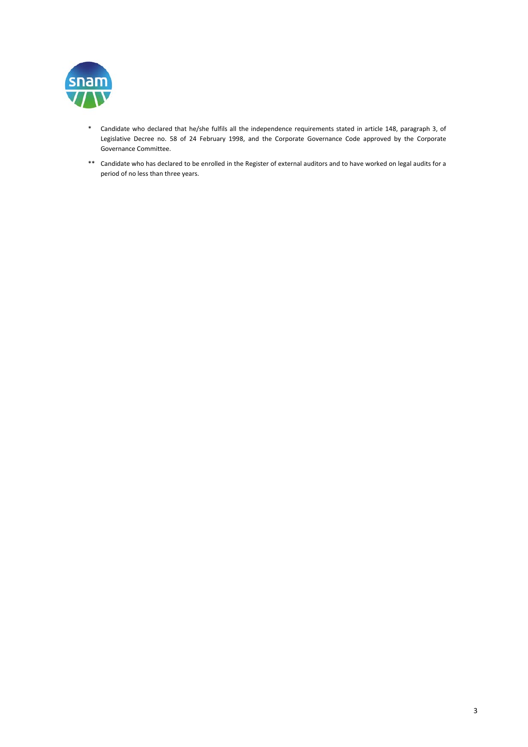\* Candidate who declared that he/she fulfils all the independence requirements stated in article 148, paragraph 3, of Legislative Decree no. 58 of 24 February 1998, and the Corporate Governance Code approved by the Corporate Governance Committee.

\*\* Candidate who has declared to be enrolled in the Register of external auditors and to have worked on legal audits for a period of no less than three years.